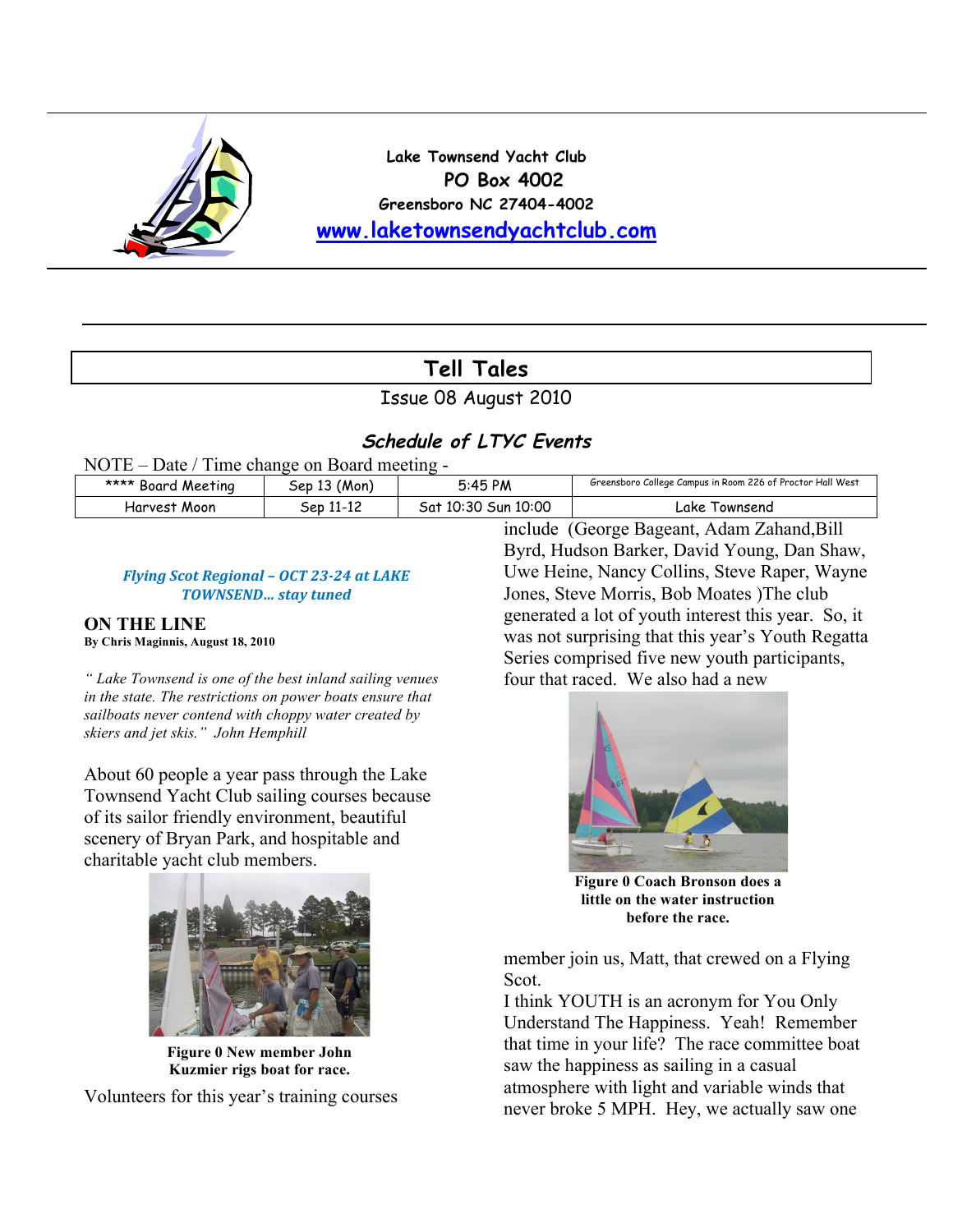Lake Townsend Yacht Club

PO Box 4002

Greensboro NC 27404-4002

www.laketownsendyachtclub.com

# Tell Tales

Issue 08 August 2010

## *Schedule of LTYC Events*

NOTE – Date / Time change on Board meeting -

| **** Board Meeting | Sep 13 (Mon) | 5:45 PM | Greensboro College Campus in Room 226 of Proctor Hall West |
|---|---|---|---|
| Harvest Moon | Sep 11-12 | Sat 10:30 Sun 10:00 | Lake Townsend |

***Flying Scot Regional – OCT 23-24 at LAKE TOWNSEND… stay tuned***

### ON THE LINE

**By Chris Maginnis, August 18, 2010**

*" Lake Townsend is one of the best inland sailing venues in the state. The restrictions on power boats ensure that sailboats never contend with choppy water created by skiers and jet skis." John Hemphill*

About 60 people a year pass through the Lake Townsend Yacht Club sailing courses because of its sailor friendly environment, beautiful scenery of Bryan Park, and hospitable and charitable yacht club members.

**Figure 0 New member John Kuzmier rigs boat for race.**

Volunteers for this year's training courses include (George Bageant, Adam Zahand,Bill Byrd, Hudson Barker, David Young, Dan Shaw, Uwe Heine, Nancy Collins, Steve Raper, Wayne Jones, Steve Morris, Bob Moates )The club generated a lot of youth interest this year. So, it was not surprising that this year's Youth Regatta Series comprised five new youth participants, four that raced. We also had a new

**Figure 0 Coach Bronson does a little on the water instruction before the race.**

member join us, Matt, that crewed on a Flying Scot.

I think YOUTH is an acronym for You Only Understand The Happiness. Yeah! Remember that time in your life? The race committee boat saw the happiness as sailing in a casual atmosphere with light and variable winds that never broke 5 MPH. Hey, we actually saw one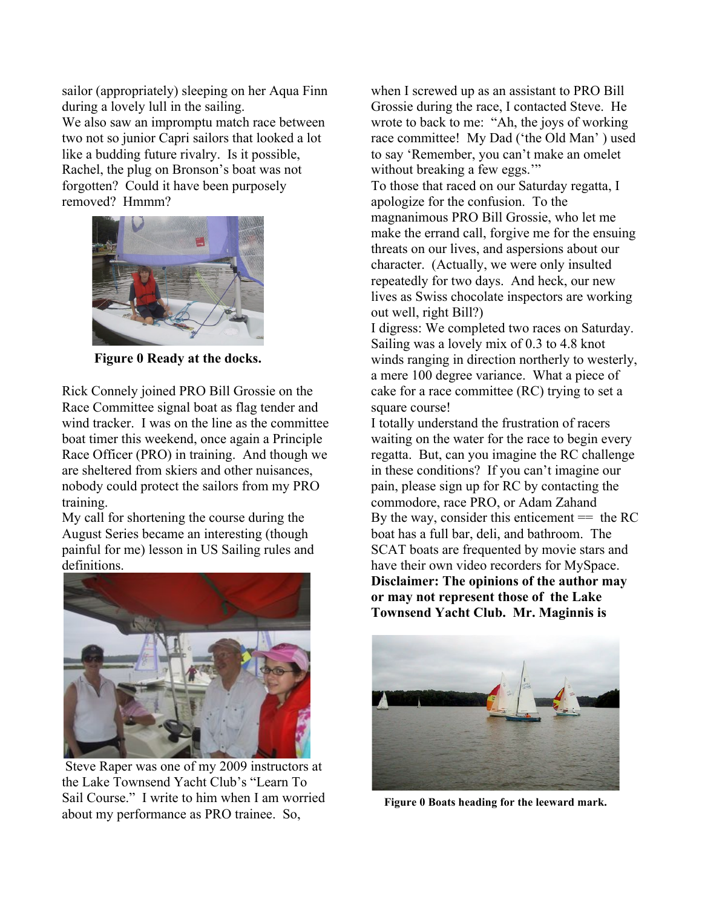sailor (appropriately) sleeping on her Aqua Finn during a lovely lull in the sailing.

We also saw an impromptu match race between two not so junior Capri sailors that looked a lot like a budding future rivalry. Is it possible, Rachel, the plug on Bronson's boat was not forgotten? Could it have been purposely removed? Hmmm?

**Figure 0 Ready at the docks.**

Rick Connely joined PRO Bill Grossie on the Race Committee signal boat as flag tender and wind tracker. I was on the line as the committee boat timer this weekend, once again a Principle Race Officer (PRO) in training. And though we are sheltered from skiers and other nuisances, nobody could protect the sailors from my PRO training.

My call for shortening the course during the August Series became an interesting (though painful for me) lesson in US Sailing rules and definitions.

Steve Raper was one of my 2009 instructors at the Lake Townsend Yacht Club's "Learn To Sail Course." I write to him when I am worried about my performance as PRO trainee. So, when I screwed up as an assistant to PRO Bill Grossie during the race, I contacted Steve. He wrote to back to me: "Ah, the joys of working race committee! My Dad ('the Old Man' ) used to say 'Remember, you can't make an omelet without breaking a few eggs.'"

To those that raced on our Saturday regatta, I apologize for the confusion. To the magnanimous PRO Bill Grossie, who let me make the errand call, forgive me for the ensuing threats on our lives, and aspersions about our character. (Actually, we were only insulted repeatedly for two days. And heck, our new lives as Swiss chocolate inspectors are working out well, right Bill?)

I digress: We completed two races on Saturday. Sailing was a lovely mix of 0.3 to 4.8 knot winds ranging in direction northerly to westerly, a mere 100 degree variance. What a piece of cake for a race committee (RC) trying to set a square course!

I totally understand the frustration of racers waiting on the water for the race to begin every regatta. But, can you imagine the RC challenge in these conditions? If you can't imagine our pain, please sign up for RC by contacting the commodore, race PRO, or Adam Zahand

By the way, consider this enticement == the RC boat has a full bar, deli, and bathroom. The SCAT boats are frequented by movie stars and have their own video recorders for MySpace.

**Disclaimer: The opinions of the author may or may not represent those of the Lake Townsend Yacht Club. Mr. Maginnis is**

**Figure 0 Boats heading for the leeward mark.**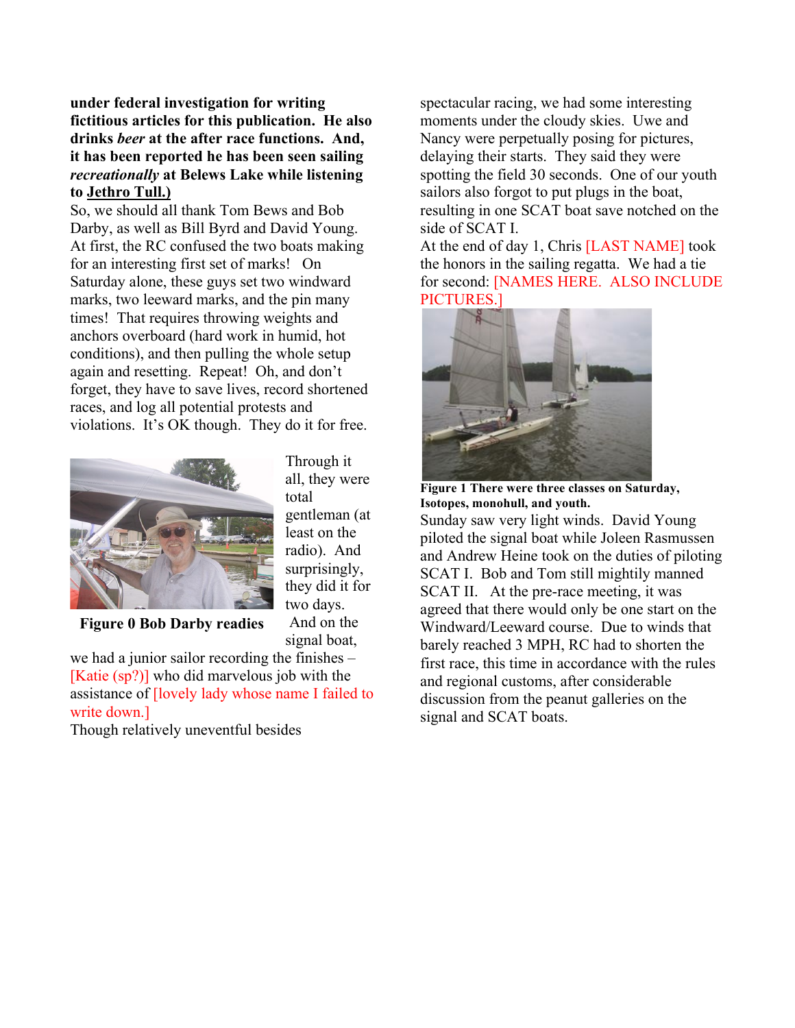**under federal investigation for writing fictitious articles for this publication. He also drinks *beer* at the after race functions. And, it has been reported he has been seen sailing *recreationally* at Belews Lake while listening to Jethro Tull.)**

So, we should all thank Tom Bews and Bob Darby, as well as Bill Byrd and David Young. At first, the RC confused the two boats making for an interesting first set of marks! On Saturday alone, these guys set two windward marks, two leeward marks, and the pin many times! That requires throwing weights and anchors overboard (hard work in humid, hot conditions), and then pulling the whole setup again and resetting. Repeat! Oh, and don't forget, they have to save lives, record shortened races, and log all potential protests and violations. It's OK though. They do it for free.

**Figure 0 Bob Darby readies**

Through it all, they were total gentleman (at least on the radio). And surprisingly, they did it for two days. And on the signal boat, we had a junior sailor recording the finishes – [Katie (sp?)] who did marvelous job with the assistance of [lovely lady whose name I failed to write down.]

Though relatively uneventful besides spectacular racing, we had some interesting moments under the cloudy skies. Uwe and Nancy were perpetually posing for pictures, delaying their starts. They said they were spotting the field 30 seconds. One of our youth sailors also forgot to put plugs in the boat, resulting in one SCAT boat save notched on the side of SCAT I.

At the end of day 1, Chris [LAST NAME] took the honors in the sailing regatta. We had a tie for second: [NAMES HERE. ALSO INCLUDE PICTURES.]

**Figure 1 There were three classes on Saturday, Isotopes, monohull, and youth.**

Sunday saw very light winds. David Young piloted the signal boat while Joleen Rasmussen and Andrew Heine took on the duties of piloting SCAT I. Bob and Tom still mightily manned SCAT II. At the pre-race meeting, it was agreed that there would only be one start on the Windward/Leeward course. Due to winds that barely reached 3 MPH, RC had to shorten the first race, this time in accordance with the rules and regional customs, after considerable discussion from the peanut galleries on the signal and SCAT boats.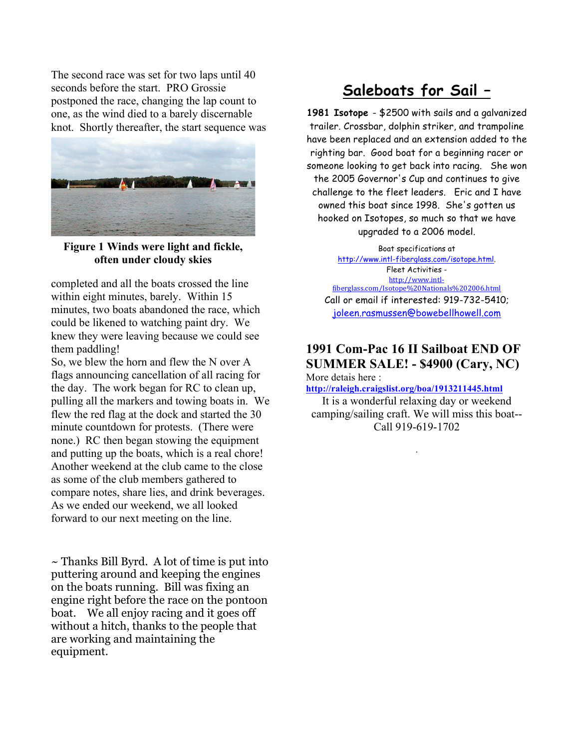The second race was set for two laps until 40 seconds before the start. PRO Grossie postponed the race, changing the lap count to one, as the wind died to a barely discernable knot. Shortly thereafter, the start sequence was completed and all the boats crossed the line within eight minutes, barely. Within 15 minutes, two boats abandoned the race, which could be likened to watching paint dry. We knew they were leaving because we could see them paddling!

**Figure 1 Winds were light and fickle, often under cloudy skies**

So, we blew the horn and flew the N over A flags announcing cancellation of all racing for the day. The work began for RC to clean up, pulling all the markers and towing boats in. We flew the red flag at the dock and started the 30 minute countdown for protests. (There were none.) RC then began stowing the equipment and putting up the boats, which is a real chore! Another weekend at the club came to the close as some of the club members gathered to compare notes, share lies, and drink beverages. As we ended our weekend, we all looked forward to our next meeting on the line.

~ Thanks Bill Byrd. A lot of time is put into puttering around and keeping the engines on the boats running. Bill was fixing an engine right before the race on the pontoon boat. We all enjoy racing and it goes off without a hitch, thanks to the people that are working and maintaining the equipment.

## Saleboats for Sail –

**1981 Isotope** - $2500 with sails and a galvanized trailer. Crossbar, dolphin striker, and trampoline have been replaced and an extension added to the righting bar. Good boat for a beginning racer or someone looking to get back into racing. She won the 2005 Governor's Cup and continues to give challenge to the fleet leaders. Eric and I have owned this boat since 1998. She's gotten us hooked on Isotopes, so much so that we have upgraded to a 2006 model.

Boat specifications at http://www.intl-fiberglass.com/isotope.html.
Fleet Activities - http://www.intl-fiberglass.com/Isotope%20Nationals%202006.html
Call or email if interested: 919-732-5410; joleen.rasmussen@bowebellhowell.com

### 1991 Com-Pac 16 II Sailboat END OF SUMMER SALE! - $4900 (Cary, NC)

More detais here :
**http://raleigh.craigslist.org/boa/1913211445.html**

It is a wonderful relaxing day or weekend camping/sailing craft. We will miss this boat-- Call 919-619-1702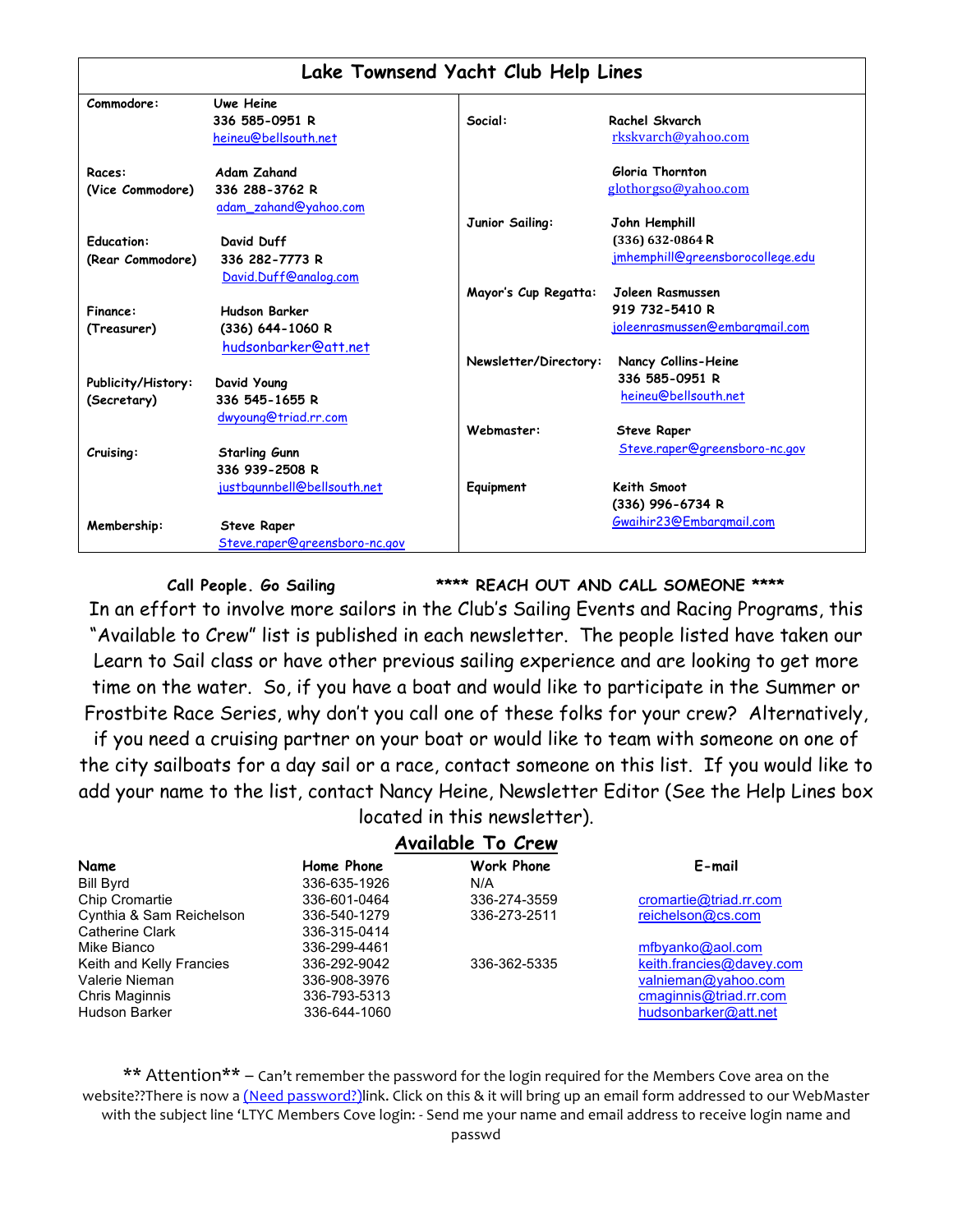## Lake Townsend Yacht Club Help Lines

| | | | |
|---|---|---|---|
| Commodore: | Uwe Heine<br>336 585-0951 R<br>heineu@bellsouth.net | Social: | Rachel Skvarch<br>rkskvarch@yahoo.com |
| Races:<br>(Vice Commodore) | Adam Zahand<br>336 288-3762 R<br>adam_zahand@yahoo.com | | Gloria Thornton<br>glothorgso@yahoo.com |
| Education:<br>(Rear Commodore) | David Duff<br>336 282-7773 R<br>David.Duff@analog.com | Junior Sailing: | John Hemphill<br>(336) 632-0864 R<br>jmhemphill@greensborocollege.edu |
| Finance:<br>(Treasurer) | Hudson Barker<br>(336) 644-1060 R<br>hudsonbarker@att.net | Mayor's Cup Regatta: | Joleen Rasmussen<br>919 732-5410 R<br>joleenrasmussen@embarqmail.com |
| Publicity/History:<br>(Secretary) | David Young<br>336 545-1655 R<br>dwyoung@triad.rr.com | Newsletter/Directory: | Nancy Collins-Heine<br>336 585-0951 R<br>heineu@bellsouth.net |
| Cruising: | Starling Gunn<br>336 939-2508 R<br>justbgunnbell@bellsouth.net | Webmaster: | Steve Raper<br>Steve.raper@greensboro-nc.gov |
| Membership: | Steve Raper<br>Steve.raper@greensboro-nc.gov | Equipment | Keith Smoot<br>(336) 996-6734 R<br>Gwaihir23@Embarqmail.com |

**Call People. Go Sailing** **\*\*\*\* REACH OUT AND CALL SOMEONE \*\*\*\***

In an effort to involve more sailors in the Club's Sailing Events and Racing Programs, this "Available to Crew" list is published in each newsletter. The people listed have taken our Learn to Sail class or have other previous sailing experience and are looking to get more time on the water. So, if you have a boat and would like to participate in the Summer or Frostbite Race Series, why don't you call one of these folks for your crew? Alternatively, if you need a cruising partner on your boat or would like to team with someone on one of the city sailboats for a day sail or a race, contact someone on this list. If you would like to add your name to the list, contact Nancy Heine, Newsletter Editor (See the Help Lines box located in this newsletter).

## Available To Crew

| Name | Home Phone | Work Phone | E-mail |
|---|---|---|---|
| Bill Byrd | 336-635-1926 | N/A | |
| Chip Cromartie | 336-601-0464 | 336-274-3559 | cromartie@triad.rr.com |
| Cynthia & Sam Reichelson | 336-540-1279 | 336-273-2511 | reichelson@cs.com |
| Catherine Clark | 336-315-0414 | | |
| Mike Bianco | 336-299-4461 | | mfbyanko@aol.com |
| Keith and Kelly Francies | 336-292-9042 | 336-362-5335 | keith.francies@davey.com |
| Valerie Nieman | 336-908-3976 | | valnieman@yahoo.com |
| Chris Maginnis | 336-793-5313 | | cmaginnis@triad.rr.com |
| Hudson Barker | 336-644-1060 | | hudsonbarker@att.net |

\*\* Attention\*\* – Can't remember the password for the login required for the Members Cove area on the website??There is now a (Need password?)link. Click on this & it will bring up an email form addressed to our WebMaster with the subject line 'LTYC Members Cove login: - Send me your name and email address to receive login name and passwd